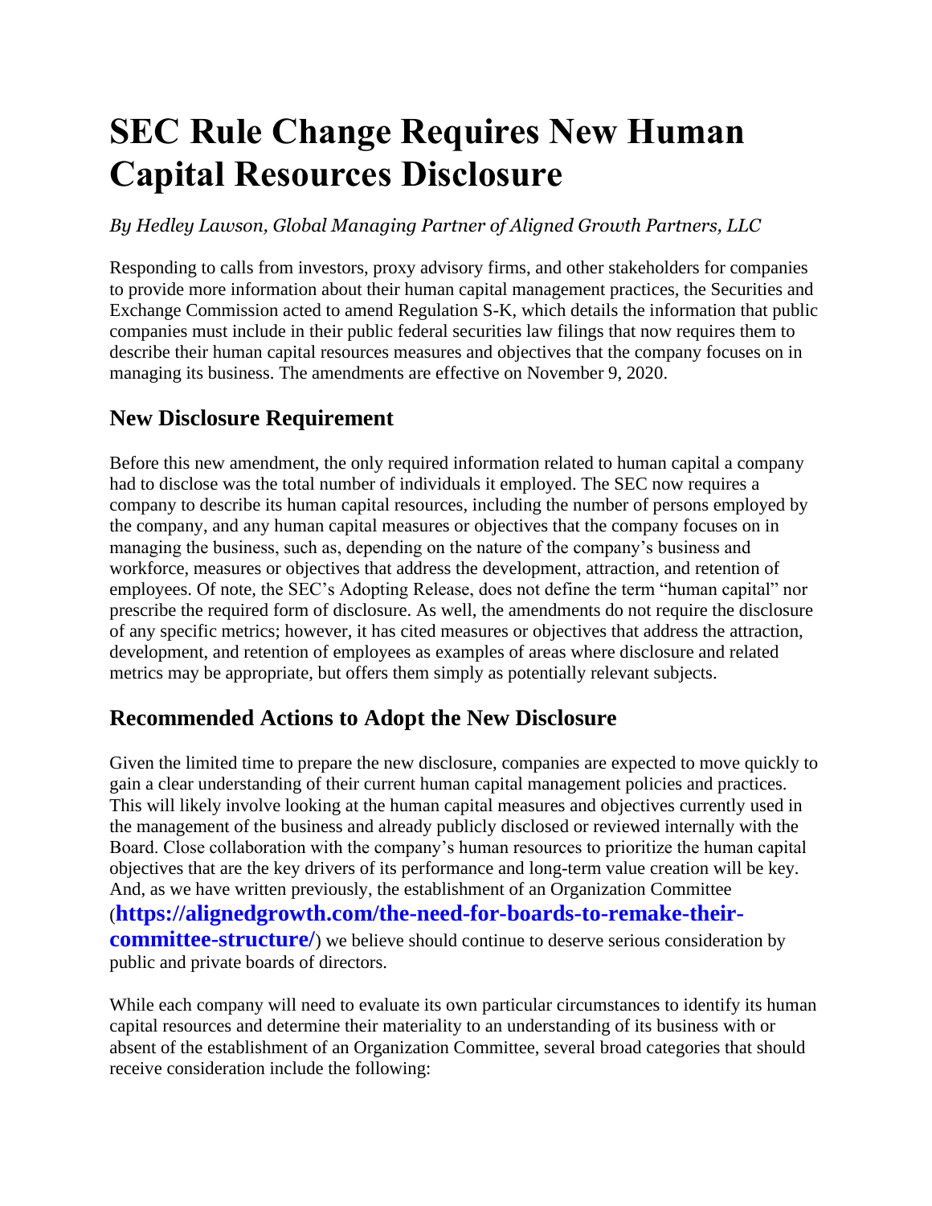# SEC Rule Change Requires New Human Capital Resources Disclosure

*By Hedley Lawson, Global Managing Partner of Aligned Growth Partners, LLC*

Responding to calls from investors, proxy advisory firms, and other stakeholders for companies to provide more information about their human capital management practices, the Securities and Exchange Commission acted to amend Regulation S-K, which details the information that public companies must include in their public federal securities law filings that now requires them to describe their human capital resources measures and objectives that the company focuses on in managing its business. The amendments are effective on November 9, 2020.

## New Disclosure Requirement

Before this new amendment, the only required information related to human capital a company had to disclose was the total number of individuals it employed. The SEC now requires a company to describe its human capital resources, including the number of persons employed by the company, and any human capital measures or objectives that the company focuses on in managing the business, such as, depending on the nature of the company's business and workforce, measures or objectives that address the development, attraction, and retention of employees. Of note, the SEC's Adopting Release, does not define the term "human capital" nor prescribe the required form of disclosure. As well, the amendments do not require the disclosure of any specific metrics; however, it has cited measures or objectives that address the attraction, development, and retention of employees as examples of areas where disclosure and related metrics may be appropriate, but offers them simply as potentially relevant subjects.

## Recommended Actions to Adopt the New Disclosure

Given the limited time to prepare the new disclosure, companies are expected to move quickly to gain a clear understanding of their current human capital management policies and practices. This will likely involve looking at the human capital measures and objectives currently used in the management of the business and already publicly disclosed or reviewed internally with the Board. Close collaboration with the company's human resources to prioritize the human capital objectives that are the key drivers of its performance and long-term value creation will be key. And, as we have written previously, the establishment of an Organization Committee (**https://alignedgrowth.com/the-need-for-boards-to-remake-their-committee-structure/**) we believe should continue to deserve serious consideration by public and private boards of directors.

While each company will need to evaluate its own particular circumstances to identify its human capital resources and determine their materiality to an understanding of its business with or absent of the establishment of an Organization Committee, several broad categories that should receive consideration include the following: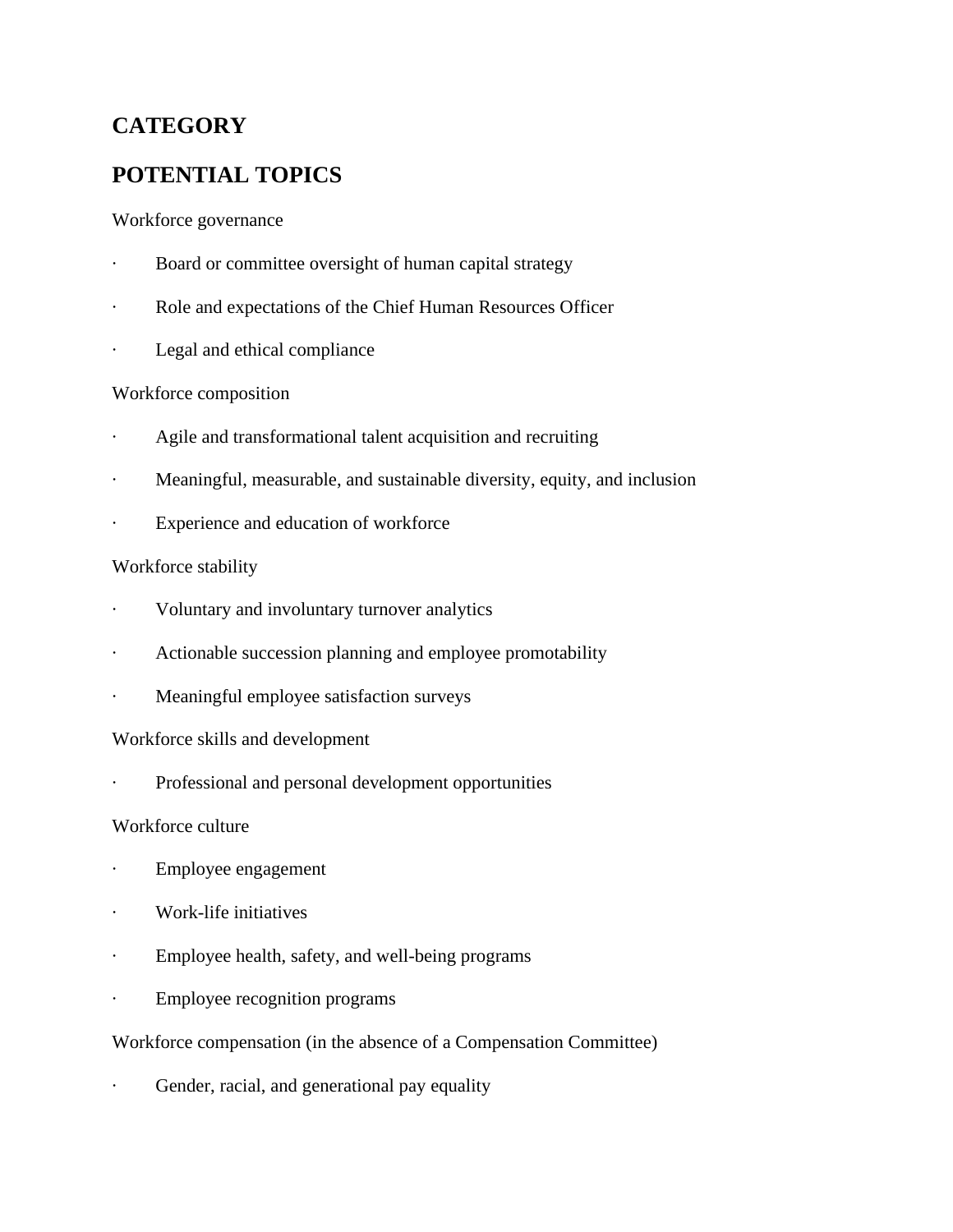## CATEGORY

## POTENTIAL TOPICS

Workforce governance

- Board or committee oversight of human capital strategy
- Role and expectations of the Chief Human Resources Officer
- Legal and ethical compliance

Workforce composition

- Agile and transformational talent acquisition and recruiting
- Meaningful, measurable, and sustainable diversity, equity, and inclusion
- Experience and education of workforce

Workforce stability

- Voluntary and involuntary turnover analytics
- Actionable succession planning and employee promotability
- Meaningful employee satisfaction surveys

Workforce skills and development

- Professional and personal development opportunities

Workforce culture

- Employee engagement
- Work-life initiatives
- Employee health, safety, and well-being programs
- Employee recognition programs

Workforce compensation (in the absence of a Compensation Committee)

- Gender, racial, and generational pay equality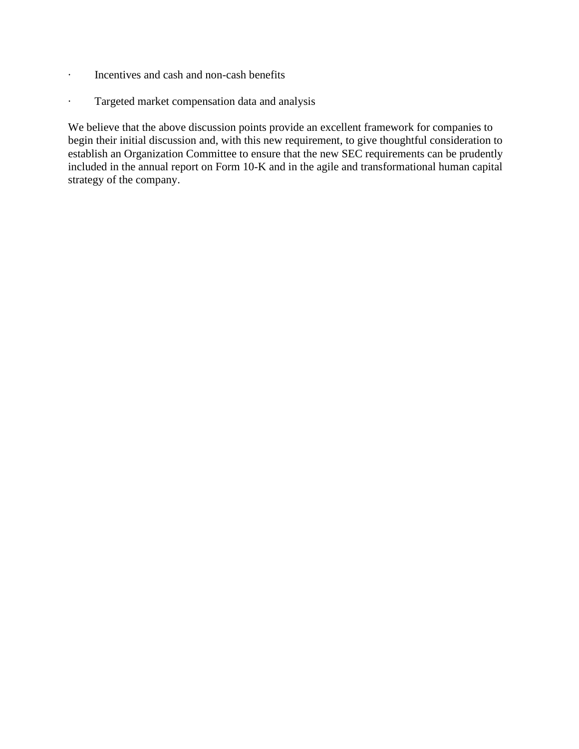- Incentives and cash and non-cash benefits
- Targeted market compensation data and analysis

We believe that the above discussion points provide an excellent framework for companies to begin their initial discussion and, with this new requirement, to give thoughtful consideration to establish an Organization Committee to ensure that the new SEC requirements can be prudently included in the annual report on Form 10-K and in the agile and transformational human capital strategy of the company.